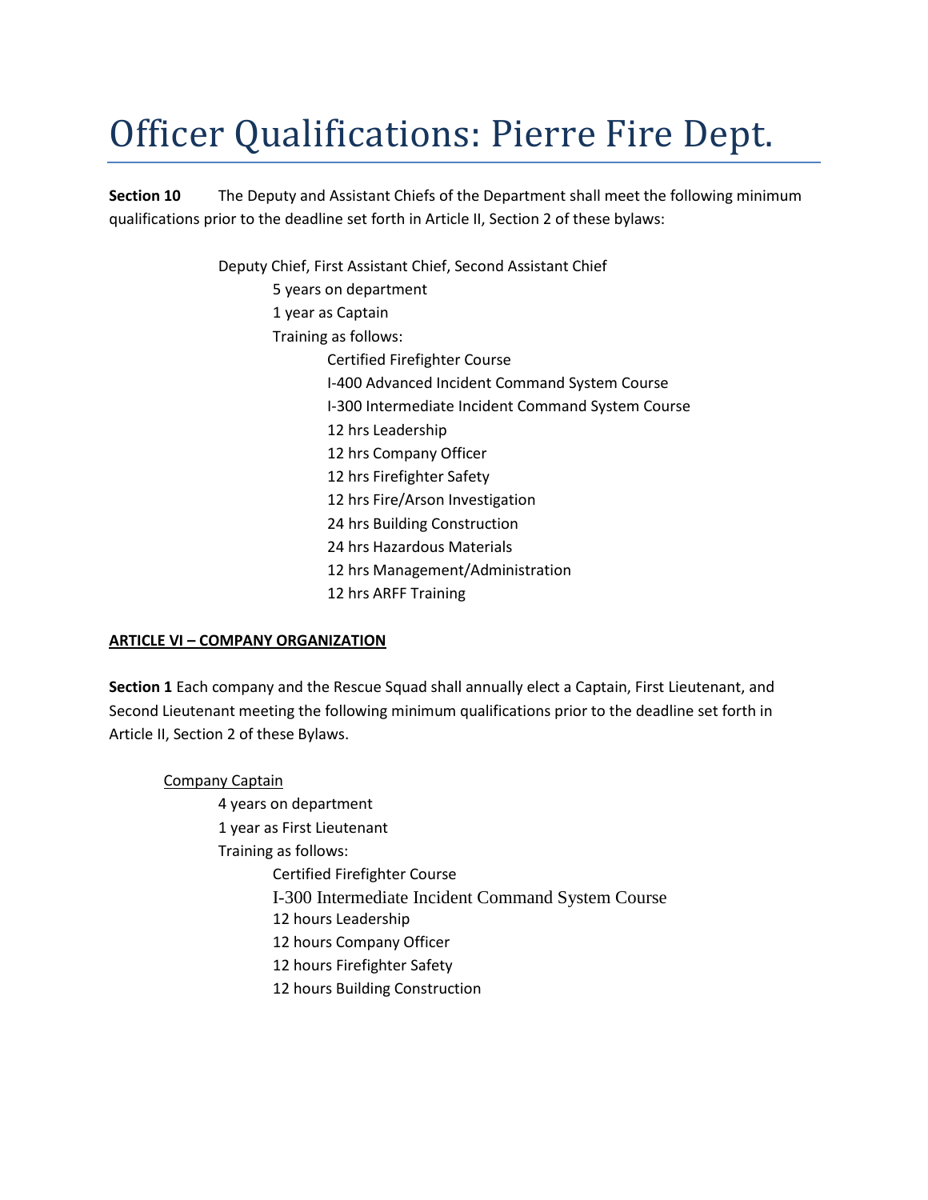# Officer Qualifications: Pierre Fire Dept.

**Section 10** The Deputy and Assistant Chiefs of the Department shall meet the following minimum qualifications prior to the deadline set forth in Article II, Section 2 of these bylaws:

Deputy Chief, First Assistant Chief, Second Assistant Chief

- 5 years on department
- 1 year as Captain
- Training as follows:
  - Certified Firefighter Course
  - I-400 Advanced Incident Command System Course
  - I-300 Intermediate Incident Command System Course
  - 12 hrs Leadership
  - 12 hrs Company Officer
  - 12 hrs Firefighter Safety
  - 12 hrs Fire/Arson Investigation
  - 24 hrs Building Construction
  - 24 hrs Hazardous Materials
  - 12 hrs Management/Administration
  - 12 hrs ARFF Training

**ARTICLE VI – COMPANY ORGANIZATION**

**Section 1** Each company and the Rescue Squad shall annually elect a Captain, First Lieutenant, and Second Lieutenant meeting the following minimum qualifications prior to the deadline set forth in Article II, Section 2 of these Bylaws.

Company Captain

- 4 years on department
- 1 year as First Lieutenant
- Training as follows:
  - Certified Firefighter Course
  - I-300 Intermediate Incident Command System Course
  - 12 hours Leadership
  - 12 hours Company Officer
  - 12 hours Firefighter Safety
  - 12 hours Building Construction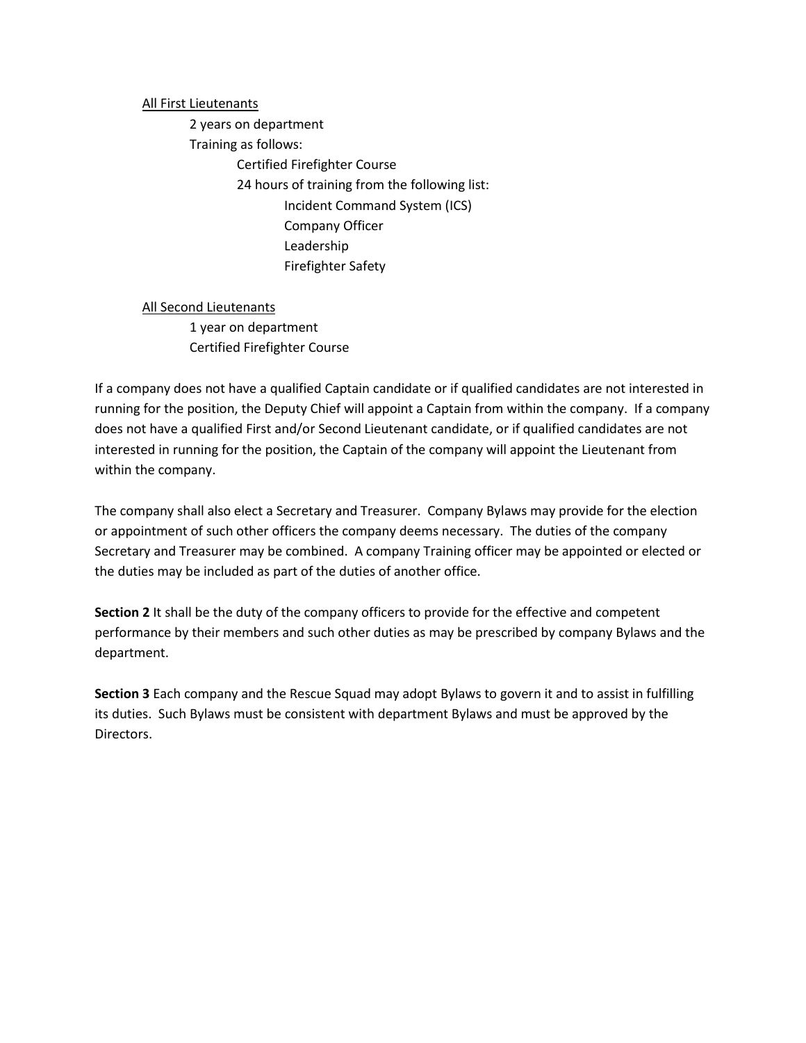<u>All First Lieutenants</u>

- 2 years on department
- Training as follows:
  - Certified Firefighter Course
  - 24 hours of training from the following list:
    - Incident Command System (ICS)
    - Company Officer
    - Leadership
    - Firefighter Safety

<u>All Second Lieutenants</u>

- 1 year on department
- Certified Firefighter Course

If a company does not have a qualified Captain candidate or if qualified candidates are not interested in running for the position, the Deputy Chief will appoint a Captain from within the company. If a company does not have a qualified First and/or Second Lieutenant candidate, or if qualified candidates are not interested in running for the position, the Captain of the company will appoint the Lieutenant from within the company.

The company shall also elect a Secretary and Treasurer. Company Bylaws may provide for the election or appointment of such other officers the company deems necessary. The duties of the company Secretary and Treasurer may be combined. A company Training officer may be appointed or elected or the duties may be included as part of the duties of another office.

**Section 2** It shall be the duty of the company officers to provide for the effective and competent performance by their members and such other duties as may be prescribed by company Bylaws and the department.

**Section 3** Each company and the Rescue Squad may adopt Bylaws to govern it and to assist in fulfilling its duties. Such Bylaws must be consistent with department Bylaws and must be approved by the Directors.